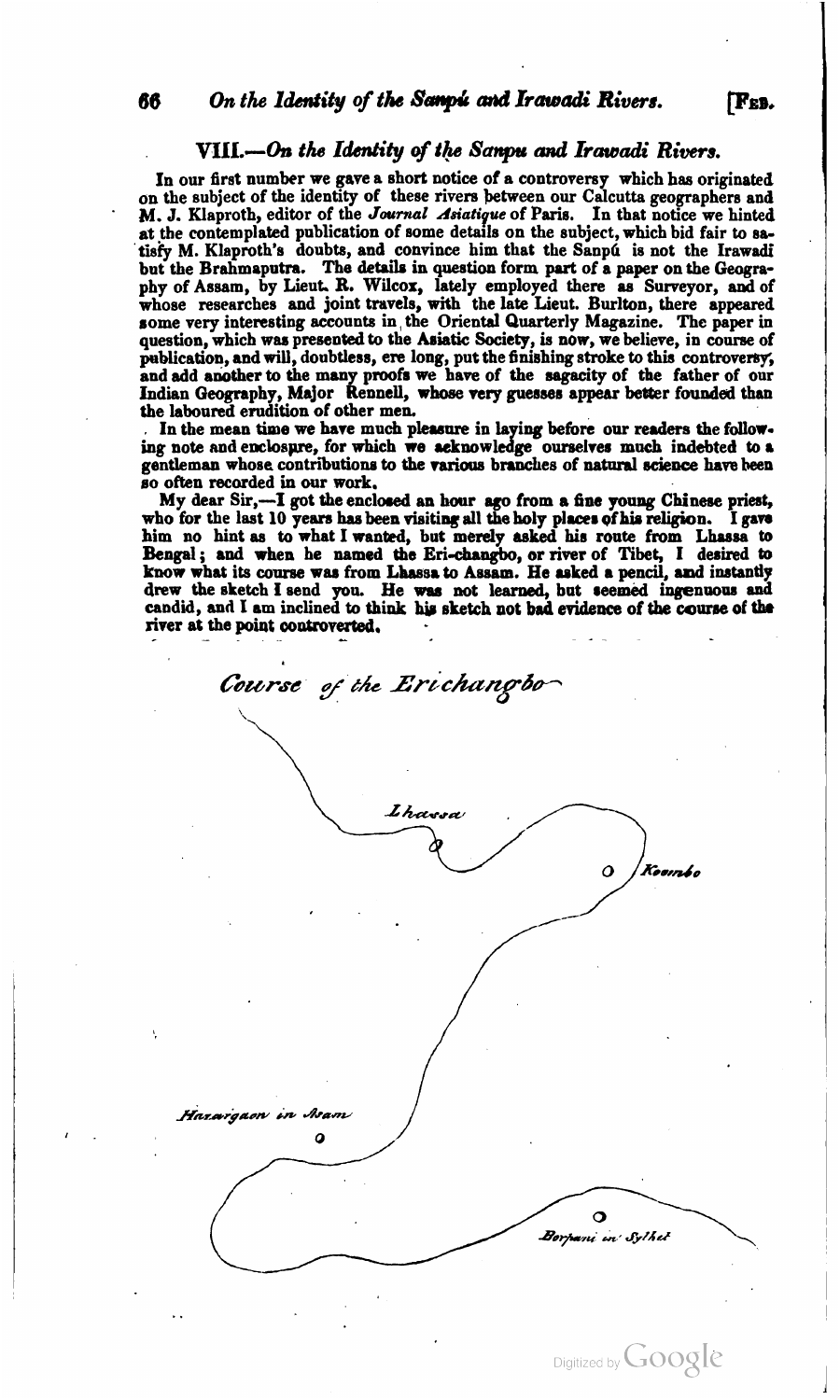## VIII.—*On the Identity of the Sanpu and Irawadi Rivers.*

In our first number we gave a short notice of a controversy which has originated on the subject of the identity of these rivers between our Calcutta geographers and M. J. Klaproth, editor of the *Journal Asiatique* of Paris. In that notice we hinted at the contemplated publication of some details on the subject, which bid fair to satisfy M. Klaproth's doubts, and convince him that the Sanpú is not the Irawadi but the Brahmaputra. The details in question form part of a paper on the Geography of Assam, by Lieut. R. Wilcox, lately employed there as Surveyor, and of whose researches and joint travels, with the late Lieut. Burlton, there appeared some very interesting accounts in the Oriental Quarterly Magazine. The paper in question, which was presented to the Asiatic Society, is now, we believe, in course of publication, and will, doubtless, ere long, put the finishing stroke to this controversy, and add another to the many proofs we have of the sagacity of the father of our Indian Geography, Major Rennell, whose very guesses appear better founded than the laboured erudition of other men.

In the mean time we have much pleasure in laying before our readers the following note and enclosure, for which we acknowledge ourselves much indebted to a gentleman whose contributions to the various branches of natural science have been so often recorded in our work.

My dear Sir,—I got the enclosed an hour ago from a fine young Chinese priest, who for the last 10 years has been visiting all the holy places of his religion. I gave him no hint as to what I wanted, but merely asked his route from Lhassa to Bengal; and when he named the Eri-changbo, or river of Tibet, I desired to know what its course was from Lhassa to Assam. He asked a pencil, and instantly drew the sketch I send you. He was not learned, but seemed ingenuous and candid, and I am inclined to think his sketch not bad evidence of the course of the river at the point controverted.

*Course of the Erichangbo*

*Lhassa*

*Koombo*

*Hazargaon in Asam*

*Borpani in Sylhet*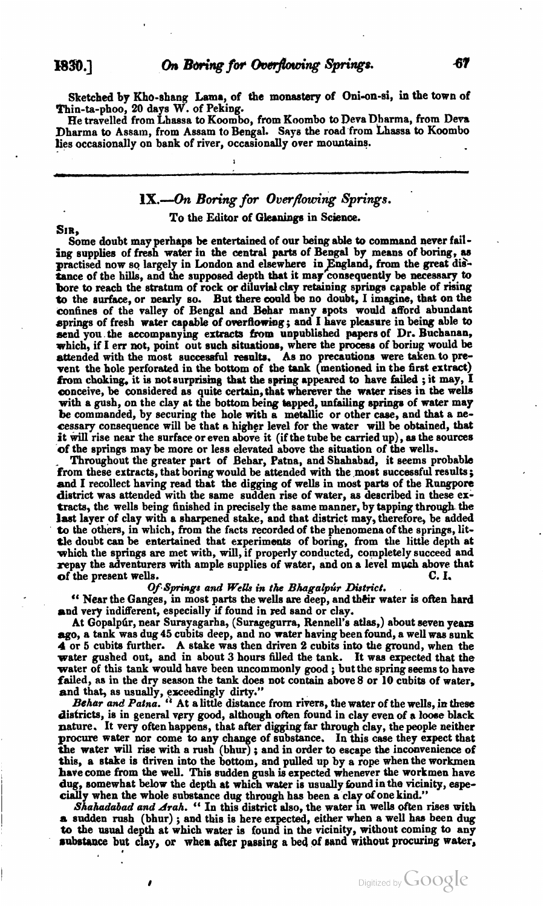Sketched by Kho-shang Lama, of the monastery of Oni-on-si, in the town of Thin-ta-phoo, 20 days W. of Peking.

He travelled from Lhassa to Koombo, from Koombo to Deva Dharma, from Deva Dharma to Assam, from Assam to Bengal. Says the road from Lhassa to Koombo lies occasionally on bank of river, occasionally over mountains.

---

## IX.—*On Boring for Overflowing Springs.*

To the Editor of Gleanings in Science.

SIR,

Some doubt may perhaps be entertained of our being able to command never failing supplies of fresh water in the central parts of Bengal by means of boring, as practised now so largely in London and elsewhere in England, from the great distance of the hills, and the supposed depth that it may consequently be necessary to bore to reach the stratum of rock or diluvial clay retaining springs capable of rising to the surface, or nearly so. But there could be no doubt, I imagine, that on the confines of the valley of Bengal and Behar many spots would afford abundant springs of fresh water capable of overflowing; and I have pleasure in being able to send you the accompanying extracts from unpublished papers of Dr. Buchanan, which, if I err not, point out such situations, where the process of boring would be attended with the most successful results. As no precautions were taken to prevent the hole perforated in the bottom of the tank (mentioned in the first extract) from choking, it is not surprising that the spring appeared to have failed; it may, I conceive, be considered as quite certain, that wherever the water rises in the wells with a gush, on the clay at the bottom being tapped, unfailing springs of water may be commanded, by securing the hole with a metallic or other case, and that a necessary consequence will be that a higher level for the water will be obtained, that it will rise near the surface or even above it (if the tube be carried up), as the sources of the springs may be more or less elevated above the situation of the wells.

Throughout the greater part of Behar, Patna, and Shahabad, it seems probable from these extracts, that boring would be attended with the most successful results; and I recollect having read that the digging of wells in most parts of the Rungpore district was attended with the same sudden rise of water, as described in these extracts, the wells being finished in precisely the same manner, by tapping through the last layer of clay with a sharpened stake, and that district may, therefore, be added to the others, in which, from the facts recorded of the phenomena of the springs, little doubt can be entertained that experiments of boring, from the little depth at which the springs are met with, will, if properly conducted, completely succeed and repay the adventurers with ample supplies of water, and on a level much above that of the present wells.

C. I.

*Of Springs and Wells in the Bhagalpúr District.*

" Near the Ganges, in most parts the wells are deep, and their water is often hard and very indifferent, especially if found in red sand or clay.

At Gopalpúr, near Surayagarha, (Suragegurra, Rennell's atlas,) about seven years ago, a tank was dug 45 cubits deep, and no water having been found, a well was sunk 4 or 5 cubits further. A stake was then driven 2 cubits into the ground, when the water gushed out, and in about 3 hours filled the tank. It was expected that the water of this tank would have been uncommonly good; but the spring seems to have failed, as in the dry season the tank does not contain above 8 or 10 cubits of water, and that, as usually, exceedingly dirty."

*Behar and Patna.* " At a little distance from rivers, the water of the wells, in these districts, is in general very good, although often found in clay even of a loose black nature. It very often happens, that after digging far through clay, the people neither procure water nor come to any change of substance. In this case they expect that the water will rise with a rush (bhur); and in order to escape the inconvenience of this, a stake is driven into the bottom, and pulled up by a rope when the workmen have come from the well. This sudden gush is expected whenever the workmen have dug, somewhat below the depth at which water is usually found in the vicinity, especially when the whole substance dug through has been a clay of one kind."

*Shahadabad and Arah.* " In this district also, the water in wells often rises with a sudden rush (bhur); and this is here expected, either when a well has been dug to the usual depth at which water is found in the vicinity, without coming to any substance but clay, or when after passing a bed of sand without procuring water,